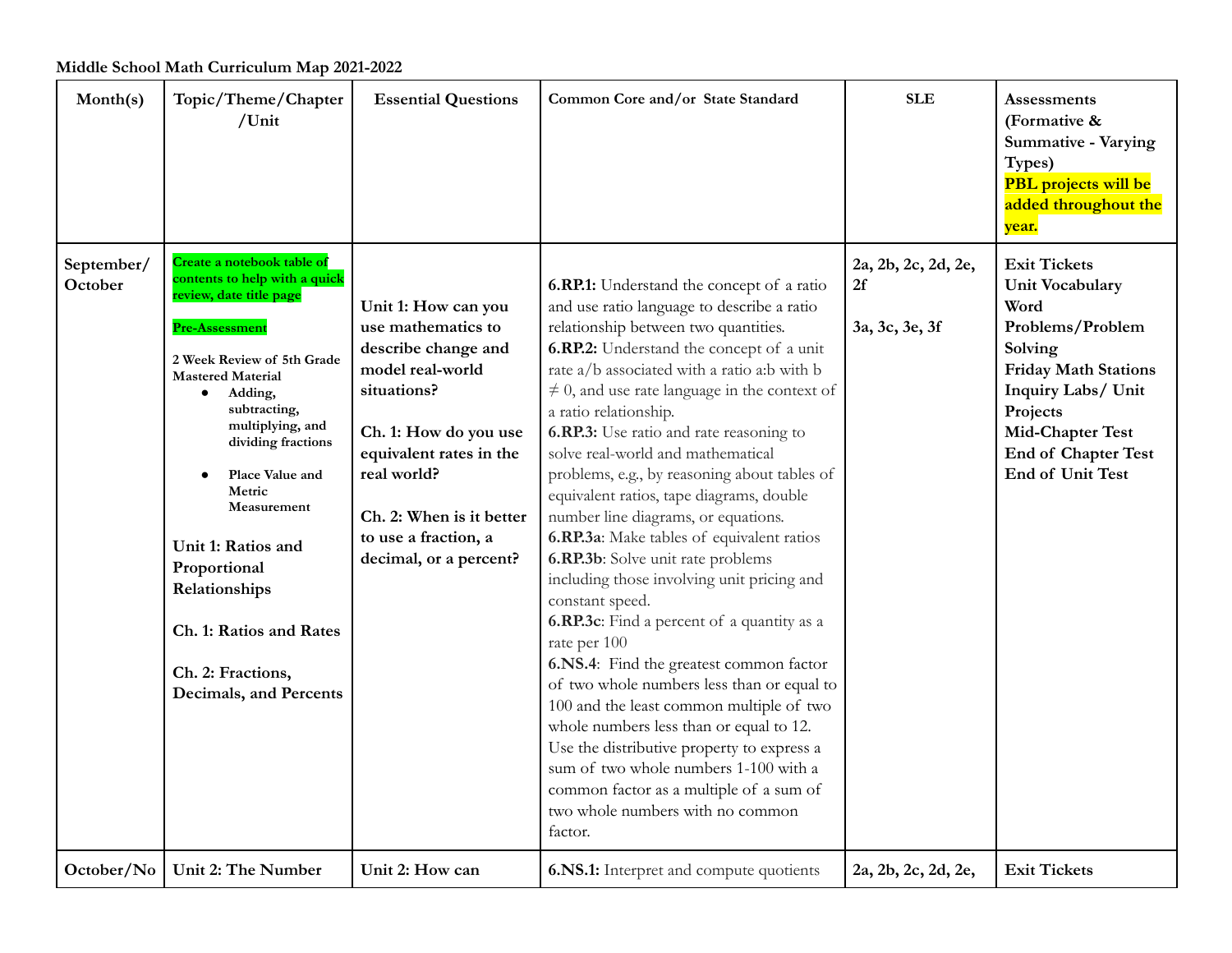**Middle School Math Curriculum Map 2021-2022**

| Month(s) | Topic/Theme/Chapter /Unit | Essential Questions | Common Core and/or State Standard | SLE | Assessments (Formative & Summative - Varying Types) **PBL projects will be added throughout the year.** |
|---|---|---|---|---|---|
| September/ October | **Create a notebook table of contents to help with a quick review, date title page**<br><br>**Pre-Assessment**<br><br>**2 Week Review of 5th Grade Mastered Material**<br>• **Adding, subtracting, multiplying, and dividing fractions**<br>• **Place Value and Metric Measurement**<br><br>**Unit 1: Ratios and Proportional Relationships**<br><br>**Ch. 1: Ratios and Rates**<br><br>**Ch. 2: Fractions, Decimals, and Percents** | **Unit 1: How can you use mathematics to describe change and model real-world situations?**<br><br>**Ch. 1: How do you use equivalent rates in the real world?**<br><br>**Ch. 2: When is it better to use a fraction, a decimal, or a percent?** | **6.RP.1:** Understand the concept of a ratio and use ratio language to describe a ratio relationship between two quantities.<br>**6.RP.2:** Understand the concept of a unit rate a/b associated with a ratio a:b with b ≠ 0, and use rate language in the context of a ratio relationship.<br>**6.RP.3:** Use ratio and rate reasoning to solve real-world and mathematical problems, e.g., by reasoning about tables of equivalent ratios, tape diagrams, double number line diagrams, or equations.<br>**6.RP.3a**: Make tables of equivalent ratios<br>**6.RP.3b**: Solve unit rate problems including those involving unit pricing and constant speed.<br>**6.RP.3c**: Find a percent of a quantity as a rate per 100<br>**6.NS.4**: Find the greatest common factor of two whole numbers less than or equal to 100 and the least common multiple of two whole numbers less than or equal to 12. Use the distributive property to express a sum of two whole numbers 1-100 with a common factor as a multiple of a sum of two whole numbers with no common factor. | 2a, 2b, 2c, 2d, 2e, 2f<br><br>3a, 3c, 3e, 3f | **Exit Tickets**<br>**Unit Vocabulary**<br>**Word Problems/Problem Solving**<br>**Friday Math Stations**<br>**Inquiry Labs/ Unit Projects**<br>**Mid-Chapter Test**<br>**End of Chapter Test**<br>**End of Unit Test** |
| October/No | **Unit 2: The Number** | **Unit 2: How can** | **6.NS.1:** Interpret and compute quotients | 2a, 2b, 2c, 2d, 2e, | **Exit Tickets** |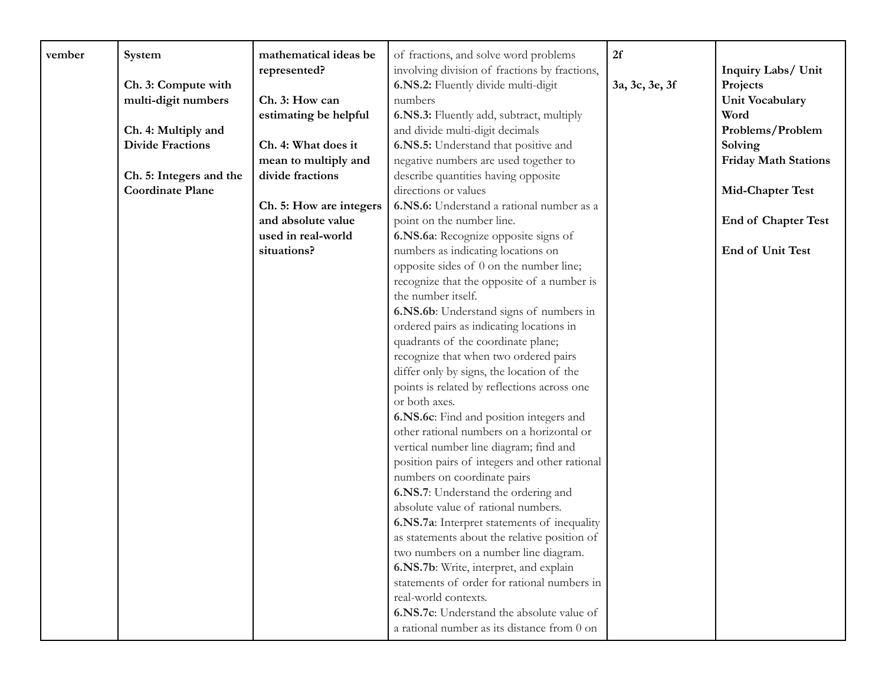| vember | System<br><br>**Ch. 3: Compute with multi-digit numbers**<br><br>**Ch. 4: Multiply and Divide Fractions**<br><br>**Ch. 5: Integers and the Coordinate Plane** | **mathematical ideas be represented?**<br><br>**Ch. 3: How can estimating be helpful**<br><br>**Ch. 4: What does it mean to multiply and divide fractions**<br><br>**Ch. 5: How are integers and absolute value used in real-world situations?** | of fractions, and solve word problems involving division of fractions by fractions,<br>**6.NS.2:** Fluently divide multi-digit numbers<br>**6.NS.3:** Fluently add, subtract, multiply and divide multi-digit decimals<br>**6.NS.5:** Understand that positive and negative numbers are used together to describe quantities having opposite directions or values<br>**6.NS.6:** Understand a rational number as a point on the number line.<br>**6.NS.6a**: Recognize opposite signs of numbers as indicating locations on opposite sides of 0 on the number line; recognize that the opposite of a number is the number itself.<br>**6.NS.6b**: Understand signs of numbers in ordered pairs as indicating locations in quadrants of the coordinate plane; recognize that when two ordered pairs differ only by signs, the location of the points is related by reflections across one or both axes.<br>**6.NS.6c**: Find and position integers and other rational numbers on a horizontal or vertical number line diagram; find and position pairs of integers and other rational numbers on coordinate pairs<br>**6.NS.7**: Understand the ordering and absolute value of rational numbers.<br>**6.NS.7a**: Interpret statements of inequality as statements about the relative position of two numbers on a number line diagram.<br>**6.NS.7b**: Write, interpret, and explain statements of order for rational numbers in real-world contexts.<br>**6.NS.7c**: Understand the absolute value of a rational number as its distance from 0 on | **2f**<br><br>**3a, 3c, 3e, 3f** | **Inquiry Labs/ Unit Projects**<br>**Unit Vocabulary**<br>**Word Problems/Problem Solving**<br>**Friday Math Stations**<br><br>**Mid-Chapter Test**<br><br>**End of Chapter Test**<br><br>**End of Unit Test** |
|---|---|---|---|---|---|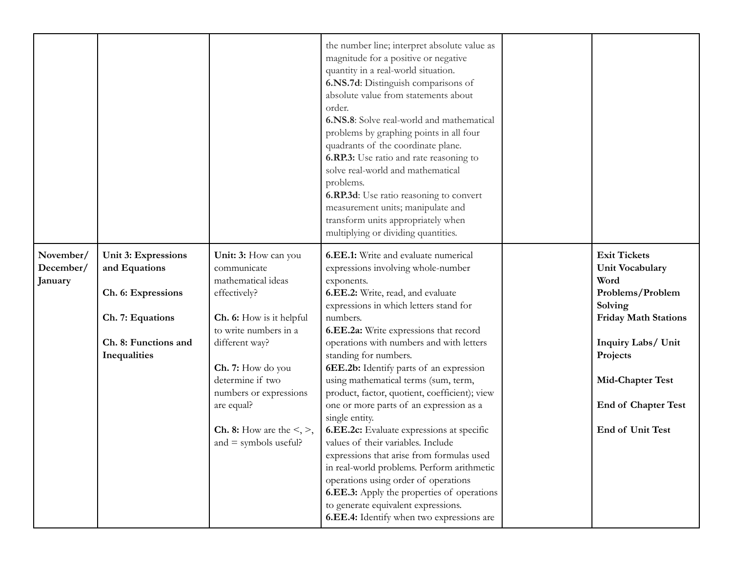| | | | | | |
|---|---|---|---|---|---|
| | | | the number line; interpret absolute value as magnitude for a positive or negative quantity in a real-world situation.<br>**6.NS.7d**: Distinguish comparisons of absolute value from statements about order.<br>**6.NS.8**: Solve real-world and mathematical problems by graphing points in all four quadrants of the coordinate plane.<br>**6.RP.3:** Use ratio and rate reasoning to solve real-world and mathematical problems.<br>**6.RP.3d**: Use ratio reasoning to convert measurement units; manipulate and transform units appropriately when multiplying or dividing quantities. | | |
| **November/ December/ January** | **Unit 3: Expressions and Equations**<br><br>**Ch. 6: Expressions**<br><br>**Ch. 7: Equations**<br><br>**Ch. 8: Functions and Inequalities** | **Unit: 3:** How can you communicate mathematical ideas effectively?<br><br>**Ch. 6:** How is it helpful to write numbers in a different way?<br><br>**Ch. 7:** How do you determine if two numbers or expressions are equal?<br><br>**Ch. 8:** How are the <, >, and = symbols useful? | **6.EE.1:** Write and evaluate numerical expressions involving whole-number exponents.<br>**6.EE.2:** Write, read, and evaluate expressions in which letters stand for numbers.<br>**6.EE.2a:** Write expressions that record operations with numbers and with letters standing for numbers.<br>**6EE.2b:** Identify parts of an expression using mathematical terms (sum, term, product, factor, quotient, coefficient); view one or more parts of an expression as a single entity.<br>**6.EE.2c:** Evaluate expressions at specific values of their variables. Include expressions that arise from formulas used in real-world problems. Perform arithmetic operations using order of operations<br>**6.EE.3:** Apply the properties of operations to generate equivalent expressions.<br>**6.EE.4:** Identify when two expressions are | | **Exit Tickets**<br>**Unit Vocabulary**<br>**Word Problems/Problem Solving**<br>**Friday Math Stations**<br><br>**Inquiry Labs/ Unit Projects**<br><br>**Mid-Chapter Test**<br><br>**End of Chapter Test**<br><br>**End of Unit Test** |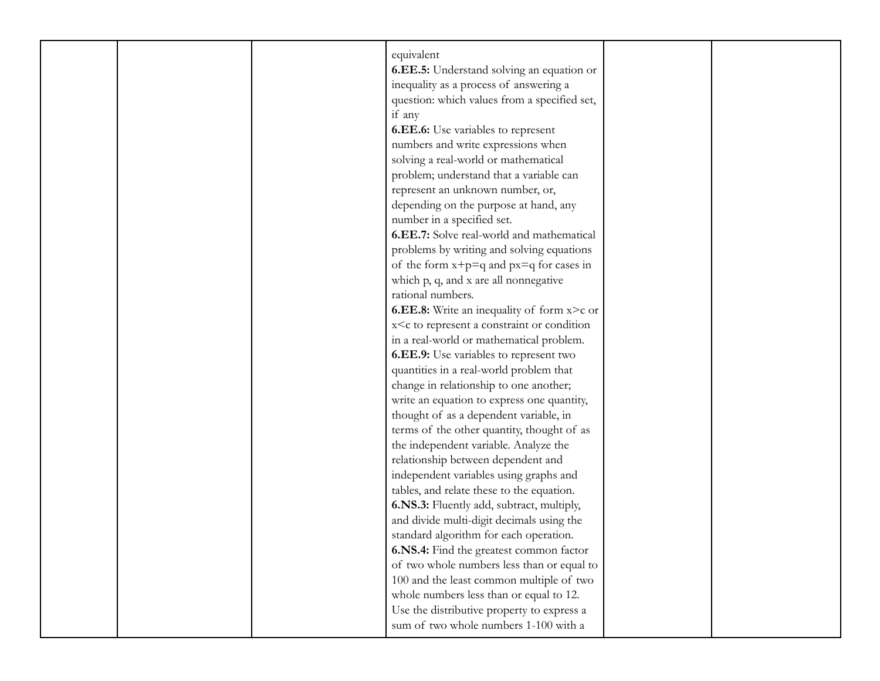| | | | equivalent<br>**6.EE.5:** Understand solving an equation or inequality as a process of answering a question: which values from a specified set, if any<br>**6.EE.6:** Use variables to represent numbers and write expressions when solving a real-world or mathematical problem; understand that a variable can represent an unknown number, or, depending on the purpose at hand, any number in a specified set.<br>**6.EE.7:** Solve real-world and mathematical problems by writing and solving equations of the form $x+p=q$ and $px=q$ for cases in which p, q, and x are all nonnegative rational numbers.<br>**6.EE.8:** Write an inequality of form $x>c$ or $x<c$ to represent a constraint or condition in a real-world or mathematical problem.<br>**6.EE.9:** Use variables to represent two quantities in a real-world problem that change in relationship to one another; write an equation to express one quantity, thought of as a dependent variable, in terms of the other quantity, thought of as the independent variable. Analyze the relationship between dependent and independent variables using graphs and tables, and relate these to the equation.<br>**6.NS.3:** Fluently add, subtract, multiply, and divide multi-digit decimals using the standard algorithm for each operation.<br>**6.NS.4:** Find the greatest common factor of two whole numbers less than or equal to 100 and the least common multiple of two whole numbers less than or equal to 12. Use the distributive property to express a sum of two whole numbers 1-100 with a | | |
|---|---|---|---|---|---|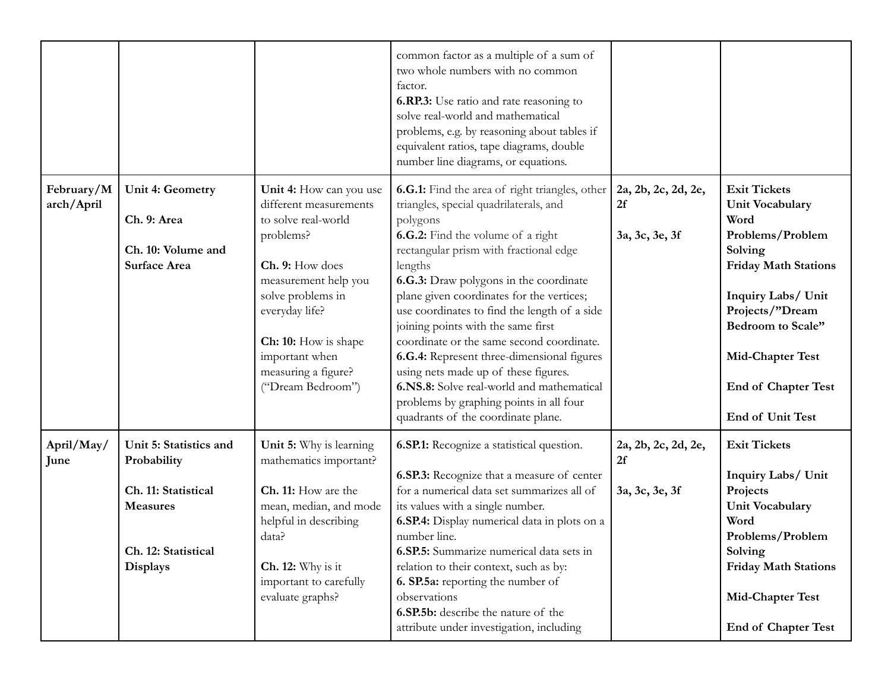| | | | | | |
|---|---|---|---|---|---|
| | | | common factor as a multiple of a sum of two whole numbers with no common factor.<br>**6.RP.3:** Use ratio and rate reasoning to solve real-world and mathematical problems, e.g. by reasoning about tables if equivalent ratios, tape diagrams, double number line diagrams, or equations. | | |
| **February/March/April** | **Unit 4: Geometry**<br><br>**Ch. 9: Area**<br><br>**Ch. 10: Volume and Surface Area** | **Unit 4:** How can you use different measurements to solve real-world problems?<br><br>**Ch. 9:** How does measurement help you solve problems in everyday life?<br><br>**Ch: 10:** How is shape important when measuring a figure? ("Dream Bedroom") | **6.G.1:** Find the area of right triangles, other triangles, special quadrilaterals, and polygons<br>**6.G.2:** Find the volume of a right rectangular prism with fractional edge lengths<br>**6.G.3:** Draw polygons in the coordinate plane given coordinates for the vertices; use coordinates to find the length of a side joining points with the same first coordinate or the same second coordinate.<br>**6.G.4:** Represent three-dimensional figures using nets made up of these figures.<br>**6.NS.8:** Solve real-world and mathematical problems by graphing points in all four quadrants of the coordinate plane. | **2a, 2b, 2c, 2d, 2e, 2f**<br><br>**3a, 3c, 3e, 3f** | **Exit Tickets**<br>**Unit Vocabulary**<br>**Word Problems/Problem Solving**<br>**Friday Math Stations**<br><br>**Inquiry Labs/ Unit Projects/"Dream Bedroom to Scale"**<br><br>**Mid-Chapter Test**<br><br>**End of Chapter Test**<br><br>**End of Unit Test** |
| **April/May/June** | **Unit 5: Statistics and Probability**<br><br>**Ch. 11: Statistical Measures**<br><br>**Ch. 12: Statistical Displays** | **Unit 5:** Why is learning mathematics important?<br><br>**Ch. 11:** How are the mean, median, and mode helpful in describing data?<br><br>**Ch. 12:** Why is it important to carefully evaluate graphs? | **6.SP.1:** Recognize a statistical question.<br><br>**6.SP.3:** Recognize that a measure of center for a numerical data set summarizes all of its values with a single number.<br>**6.SP.4:** Display numerical data in plots on a number line.<br>**6.SP.5:** Summarize numerical data sets in relation to their context, such as by:<br>**6. SP.5a:** reporting the number of observations<br>**6.SP.5b:** describe the nature of the attribute under investigation, including | **2a, 2b, 2c, 2d, 2e, 2f**<br><br>**3a, 3c, 3e, 3f** | **Exit Tickets**<br><br>**Inquiry Labs/ Unit Projects**<br>**Unit Vocabulary**<br>**Word Problems/Problem Solving**<br>**Friday Math Stations**<br><br>**Mid-Chapter Test**<br><br>**End of Chapter Test** |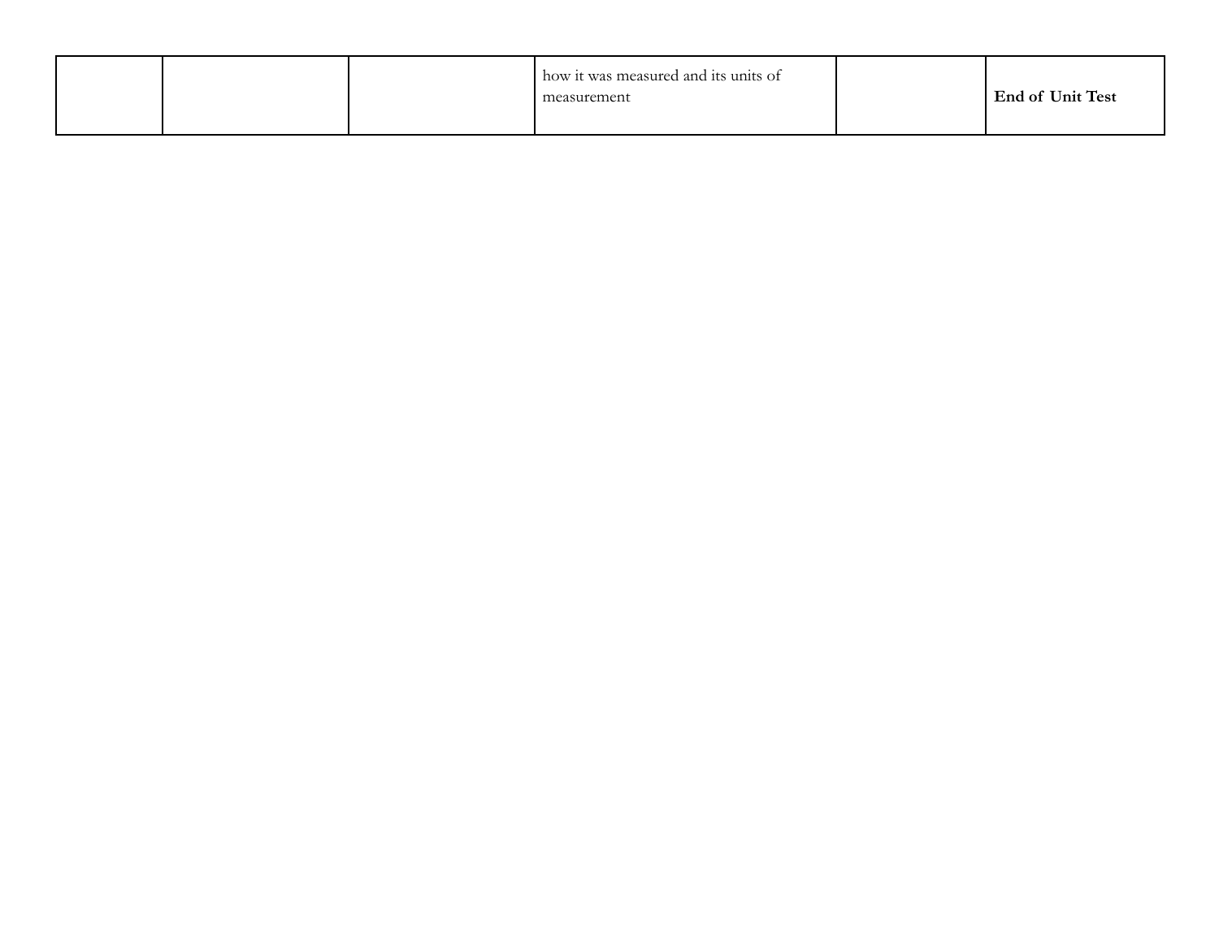| | | | | | |
|---|---|---|---|---|---|
| | | | how it was measured and its units of measurement | | **End of Unit Test** |